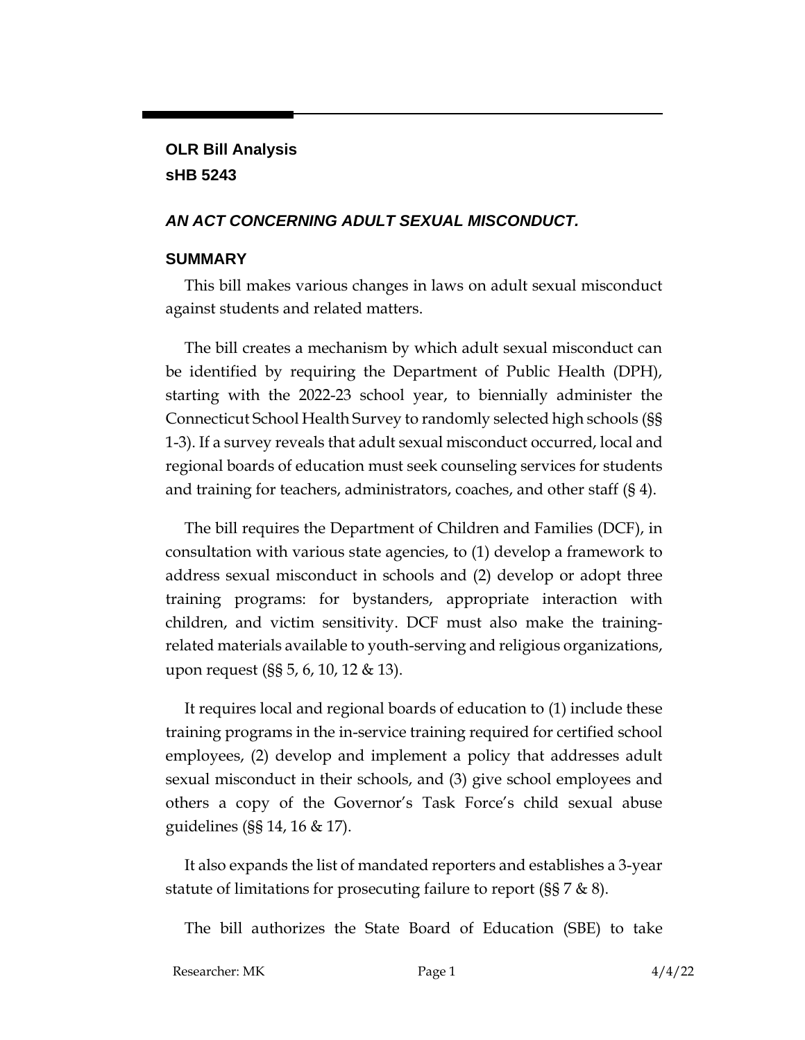**OLR Bill Analysis**
**sHB 5243**

## *AN ACT CONCERNING ADULT SEXUAL MISCONDUCT.*

### SUMMARY

This bill makes various changes in laws on adult sexual misconduct against students and related matters.

The bill creates a mechanism by which adult sexual misconduct can be identified by requiring the Department of Public Health (DPH), starting with the 2022-23 school year, to biennially administer the Connecticut School Health Survey to randomly selected high schools (§§ 1-3). If a survey reveals that adult sexual misconduct occurred, local and regional boards of education must seek counseling services for students and training for teachers, administrators, coaches, and other staff (§ 4).

The bill requires the Department of Children and Families (DCF), in consultation with various state agencies, to (1) develop a framework to address sexual misconduct in schools and (2) develop or adopt three training programs: for bystanders, appropriate interaction with children, and victim sensitivity. DCF must also make the training-related materials available to youth-serving and religious organizations, upon request (§§ 5, 6, 10, 12 & 13).

It requires local and regional boards of education to (1) include these training programs in the in-service training required for certified school employees, (2) develop and implement a policy that addresses adult sexual misconduct in their schools, and (3) give school employees and others a copy of the Governor's Task Force's child sexual abuse guidelines (§§ 14, 16 & 17).

It also expands the list of mandated reporters and establishes a 3-year statute of limitations for prosecuting failure to report (§§ 7 & 8).

The bill authorizes the State Board of Education (SBE) to take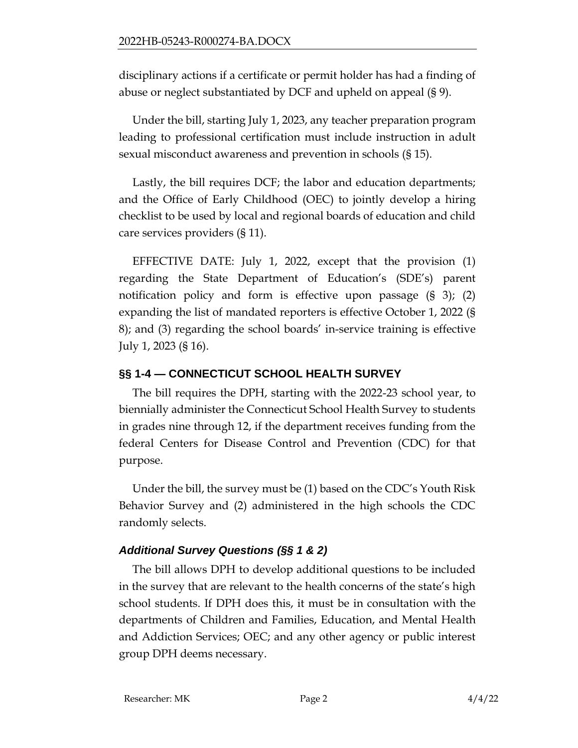disciplinary actions if a certificate or permit holder has had a finding of abuse or neglect substantiated by DCF and upheld on appeal (§ 9).

Under the bill, starting July 1, 2023, any teacher preparation program leading to professional certification must include instruction in adult sexual misconduct awareness and prevention in schools (§ 15).

Lastly, the bill requires DCF; the labor and education departments; and the Office of Early Childhood (OEC) to jointly develop a hiring checklist to be used by local and regional boards of education and child care services providers (§ 11).

EFFECTIVE DATE: July 1, 2022, except that the provision (1) regarding the State Department of Education's (SDE's) parent notification policy and form is effective upon passage (§ 3); (2) expanding the list of mandated reporters is effective October 1, 2022 (§ 8); and (3) regarding the school boards' in-service training is effective July 1, 2023 (§ 16).

## §§ 1-4 — CONNECTICUT SCHOOL HEALTH SURVEY

The bill requires the DPH, starting with the 2022-23 school year, to biennially administer the Connecticut School Health Survey to students in grades nine through 12, if the department receives funding from the federal Centers for Disease Control and Prevention (CDC) for that purpose.

Under the bill, the survey must be (1) based on the CDC's Youth Risk Behavior Survey and (2) administered in the high schools the CDC randomly selects.

### *Additional Survey Questions (§§ 1 & 2)*

The bill allows DPH to develop additional questions to be included in the survey that are relevant to the health concerns of the state's high school students. If DPH does this, it must be in consultation with the departments of Children and Families, Education, and Mental Health and Addiction Services; OEC; and any other agency or public interest group DPH deems necessary.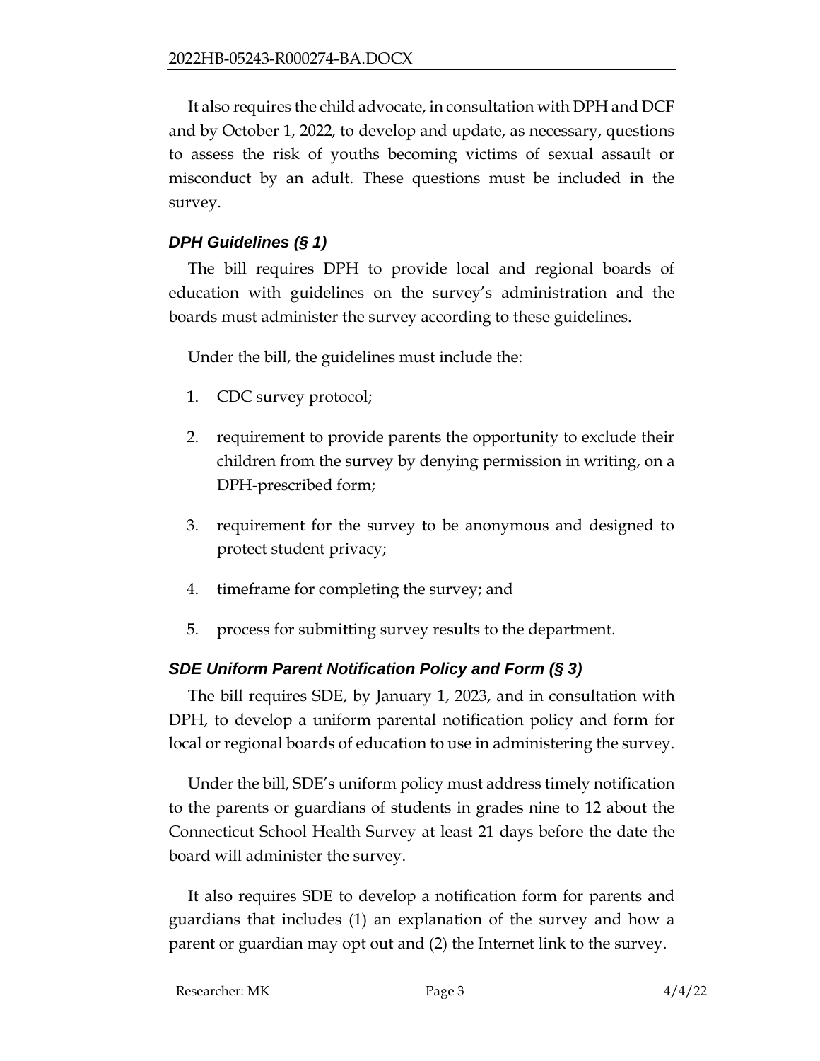It also requires the child advocate, in consultation with DPH and DCF and by October 1, 2022, to develop and update, as necessary, questions to assess the risk of youths becoming victims of sexual assault or misconduct by an adult. These questions must be included in the survey.

### *DPH Guidelines (§ 1)*

The bill requires DPH to provide local and regional boards of education with guidelines on the survey's administration and the boards must administer the survey according to these guidelines.

Under the bill, the guidelines must include the:

1. CDC survey protocol;
2. requirement to provide parents the opportunity to exclude their children from the survey by denying permission in writing, on a DPH-prescribed form;
3. requirement for the survey to be anonymous and designed to protect student privacy;
4. timeframe for completing the survey; and
5. process for submitting survey results to the department.

### *SDE Uniform Parent Notification Policy and Form (§ 3)*

The bill requires SDE, by January 1, 2023, and in consultation with DPH, to develop a uniform parental notification policy and form for local or regional boards of education to use in administering the survey.

Under the bill, SDE's uniform policy must address timely notification to the parents or guardians of students in grades nine to 12 about the Connecticut School Health Survey at least 21 days before the date the board will administer the survey.

It also requires SDE to develop a notification form for parents and guardians that includes (1) an explanation of the survey and how a parent or guardian may opt out and (2) the Internet link to the survey.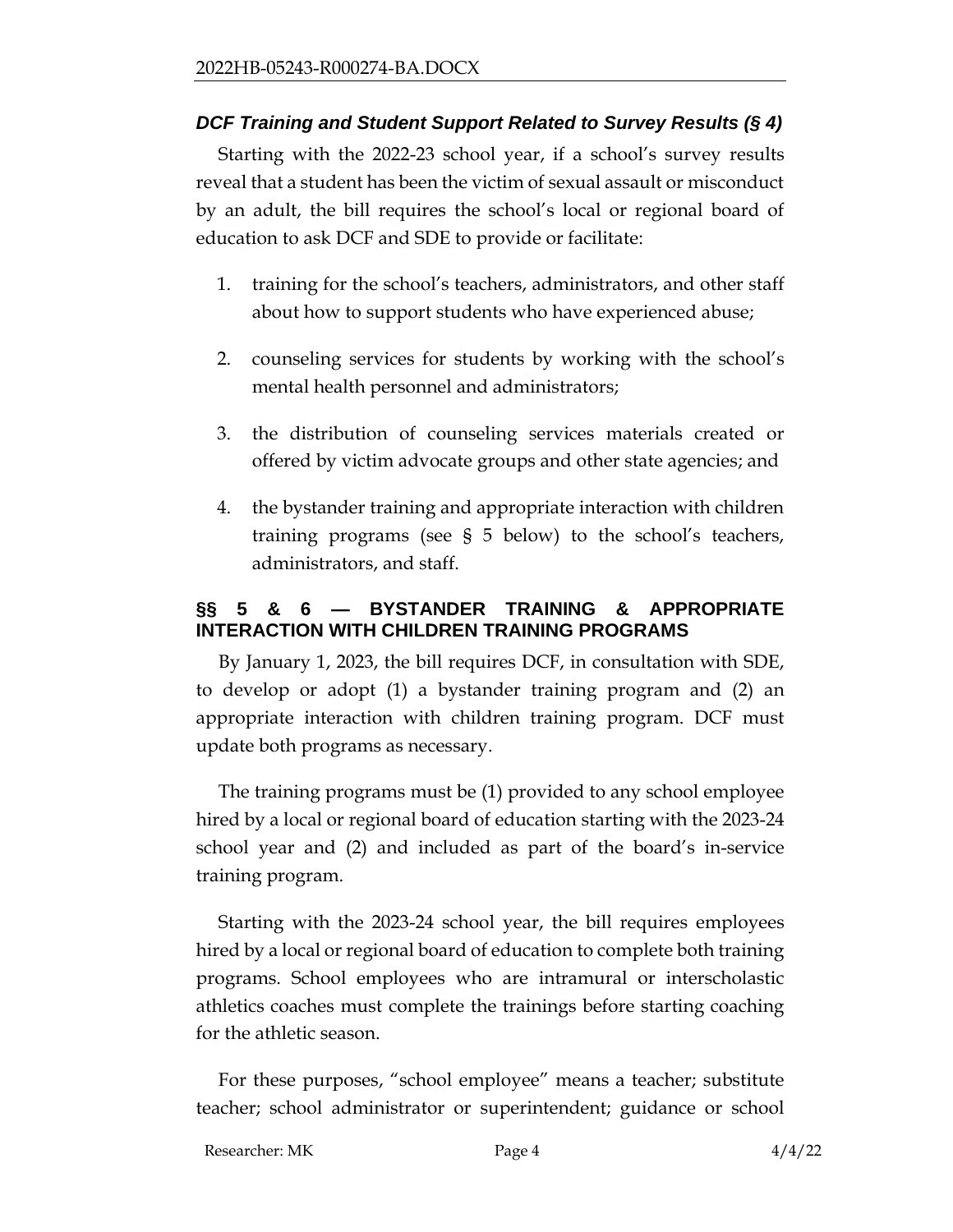### *DCF Training and Student Support Related to Survey Results (§ 4)*

Starting with the 2022-23 school year, if a school's survey results reveal that a student has been the victim of sexual assault or misconduct by an adult, the bill requires the school's local or regional board of education to ask DCF and SDE to provide or facilitate:

1. training for the school's teachers, administrators, and other staff about how to support students who have experienced abuse;
2. counseling services for students by working with the school's mental health personnel and administrators;
3. the distribution of counseling services materials created or offered by victim advocate groups and other state agencies; and
4. the bystander training and appropriate interaction with children training programs (see § 5 below) to the school's teachers, administrators, and staff.

## §§ 5 & 6 — BYSTANDER TRAINING & APPROPRIATE INTERACTION WITH CHILDREN TRAINING PROGRAMS

By January 1, 2023, the bill requires DCF, in consultation with SDE, to develop or adopt (1) a bystander training program and (2) an appropriate interaction with children training program. DCF must update both programs as necessary.

The training programs must be (1) provided to any school employee hired by a local or regional board of education starting with the 2023-24 school year and (2) and included as part of the board's in-service training program.

Starting with the 2023-24 school year, the bill requires employees hired by a local or regional board of education to complete both training programs. School employees who are intramural or interscholastic athletics coaches must complete the trainings before starting coaching for the athletic season.

For these purposes, "school employee" means a teacher; substitute teacher; school administrator or superintendent; guidance or school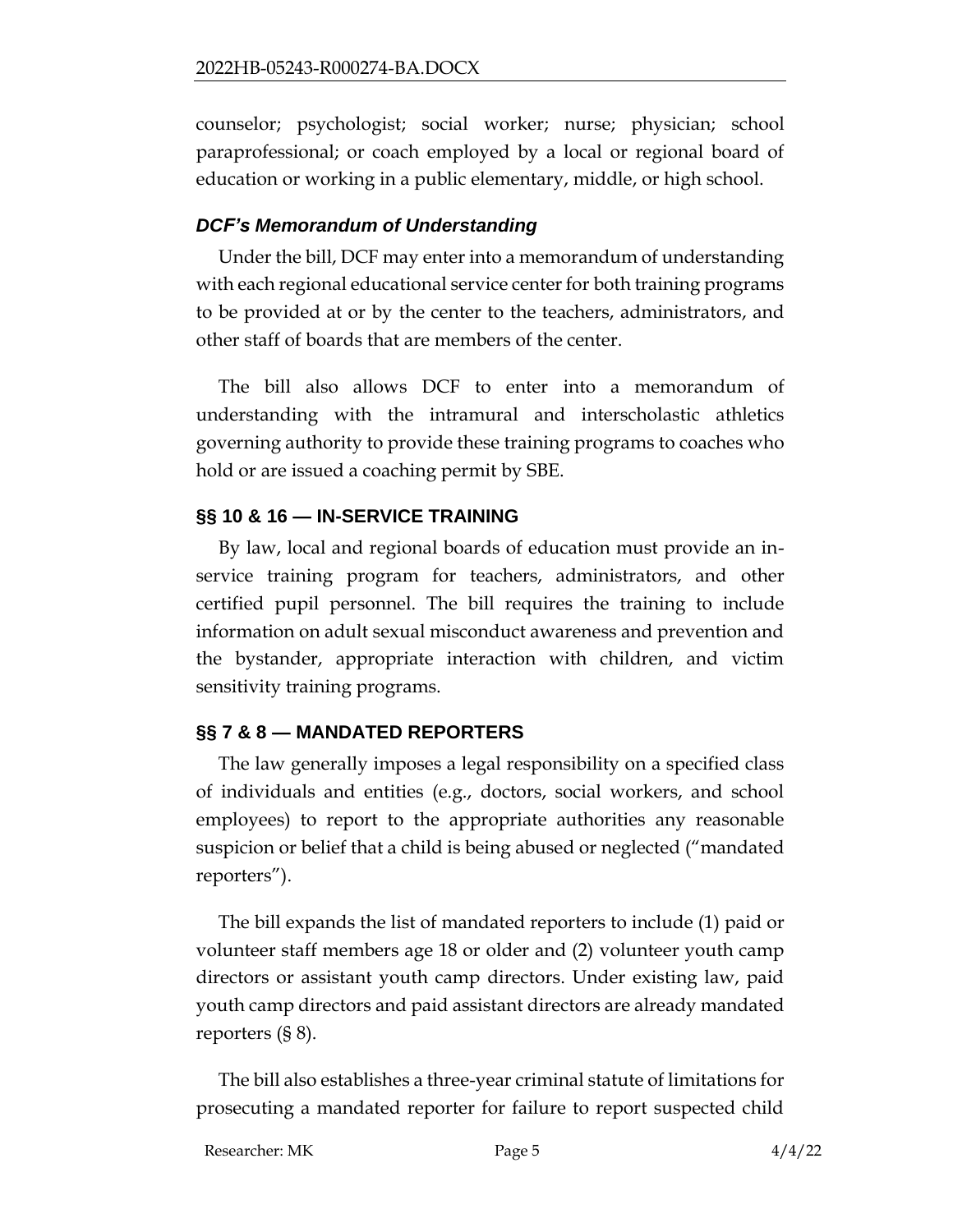counselor; psychologist; social worker; nurse; physician; school paraprofessional; or coach employed by a local or regional board of education or working in a public elementary, middle, or high school.

### *DCF's Memorandum of Understanding*

Under the bill, DCF may enter into a memorandum of understanding with each regional educational service center for both training programs to be provided at or by the center to the teachers, administrators, and other staff of boards that are members of the center.

The bill also allows DCF to enter into a memorandum of understanding with the intramural and interscholastic athletics governing authority to provide these training programs to coaches who hold or are issued a coaching permit by SBE.

## §§ 10 & 16 — IN-SERVICE TRAINING

By law, local and regional boards of education must provide an in-service training program for teachers, administrators, and other certified pupil personnel. The bill requires the training to include information on adult sexual misconduct awareness and prevention and the bystander, appropriate interaction with children, and victim sensitivity training programs.

## §§ 7 & 8 — MANDATED REPORTERS

The law generally imposes a legal responsibility on a specified class of individuals and entities (e.g., doctors, social workers, and school employees) to report to the appropriate authorities any reasonable suspicion or belief that a child is being abused or neglected ("mandated reporters").

The bill expands the list of mandated reporters to include (1) paid or volunteer staff members age 18 or older and (2) volunteer youth camp directors or assistant youth camp directors. Under existing law, paid youth camp directors and paid assistant directors are already mandated reporters (§ 8).

The bill also establishes a three-year criminal statute of limitations for prosecuting a mandated reporter for failure to report suspected child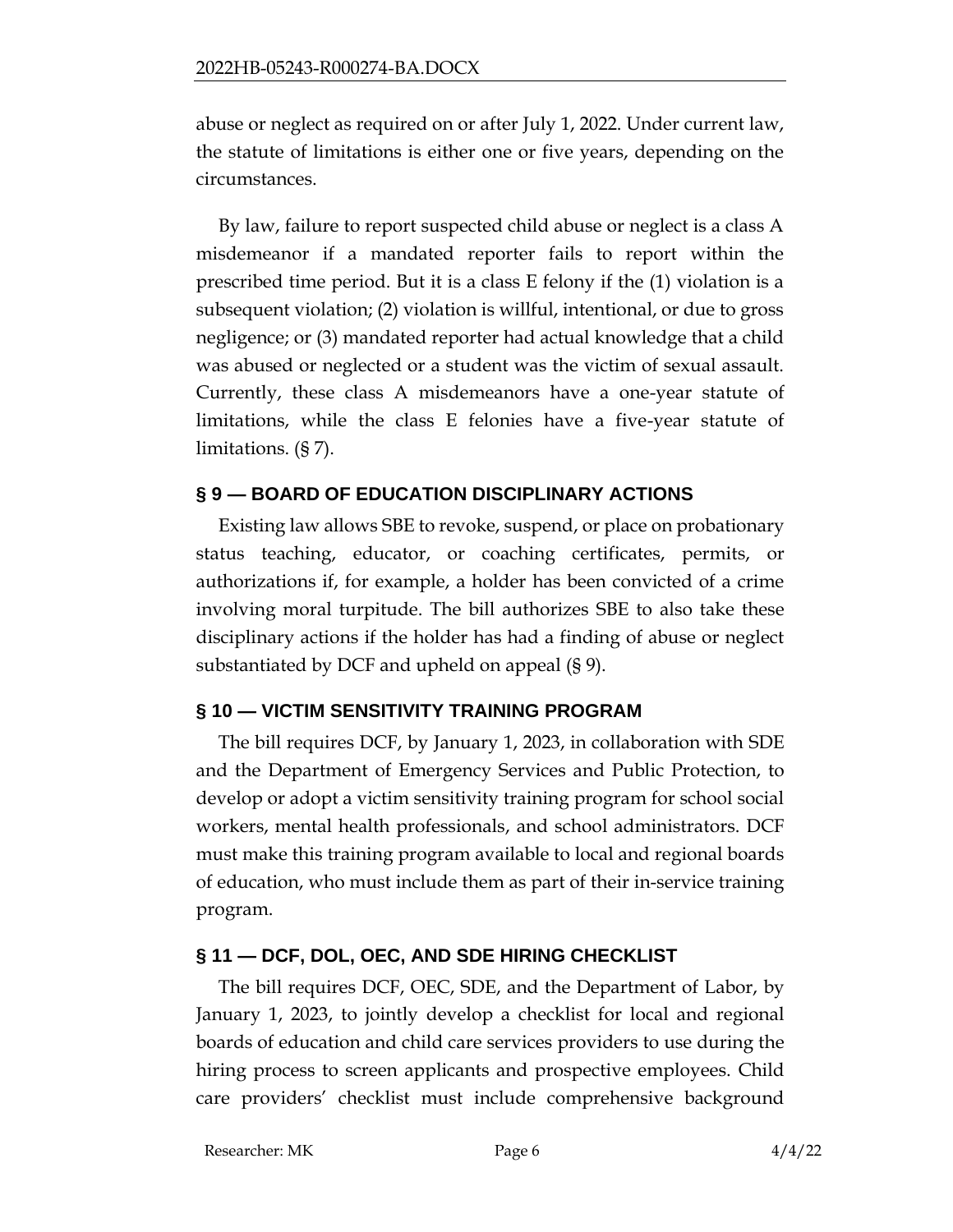abuse or neglect as required on or after July 1, 2022. Under current law, the statute of limitations is either one or five years, depending on the circumstances.

By law, failure to report suspected child abuse or neglect is a class A misdemeanor if a mandated reporter fails to report within the prescribed time period. But it is a class E felony if the (1) violation is a subsequent violation; (2) violation is willful, intentional, or due to gross negligence; or (3) mandated reporter had actual knowledge that a child was abused or neglected or a student was the victim of sexual assault. Currently, these class A misdemeanors have a one-year statute of limitations, while the class E felonies have a five-year statute of limitations. (§ 7).

## § 9 — BOARD OF EDUCATION DISCIPLINARY ACTIONS

Existing law allows SBE to revoke, suspend, or place on probationary status teaching, educator, or coaching certificates, permits, or authorizations if, for example, a holder has been convicted of a crime involving moral turpitude. The bill authorizes SBE to also take these disciplinary actions if the holder has had a finding of abuse or neglect substantiated by DCF and upheld on appeal (§ 9).

## § 10 — VICTIM SENSITIVITY TRAINING PROGRAM

The bill requires DCF, by January 1, 2023, in collaboration with SDE and the Department of Emergency Services and Public Protection, to develop or adopt a victim sensitivity training program for school social workers, mental health professionals, and school administrators. DCF must make this training program available to local and regional boards of education, who must include them as part of their in-service training program.

## § 11 — DCF, DOL, OEC, AND SDE HIRING CHECKLIST

The bill requires DCF, OEC, SDE, and the Department of Labor, by January 1, 2023, to jointly develop a checklist for local and regional boards of education and child care services providers to use during the hiring process to screen applicants and prospective employees. Child care providers' checklist must include comprehensive background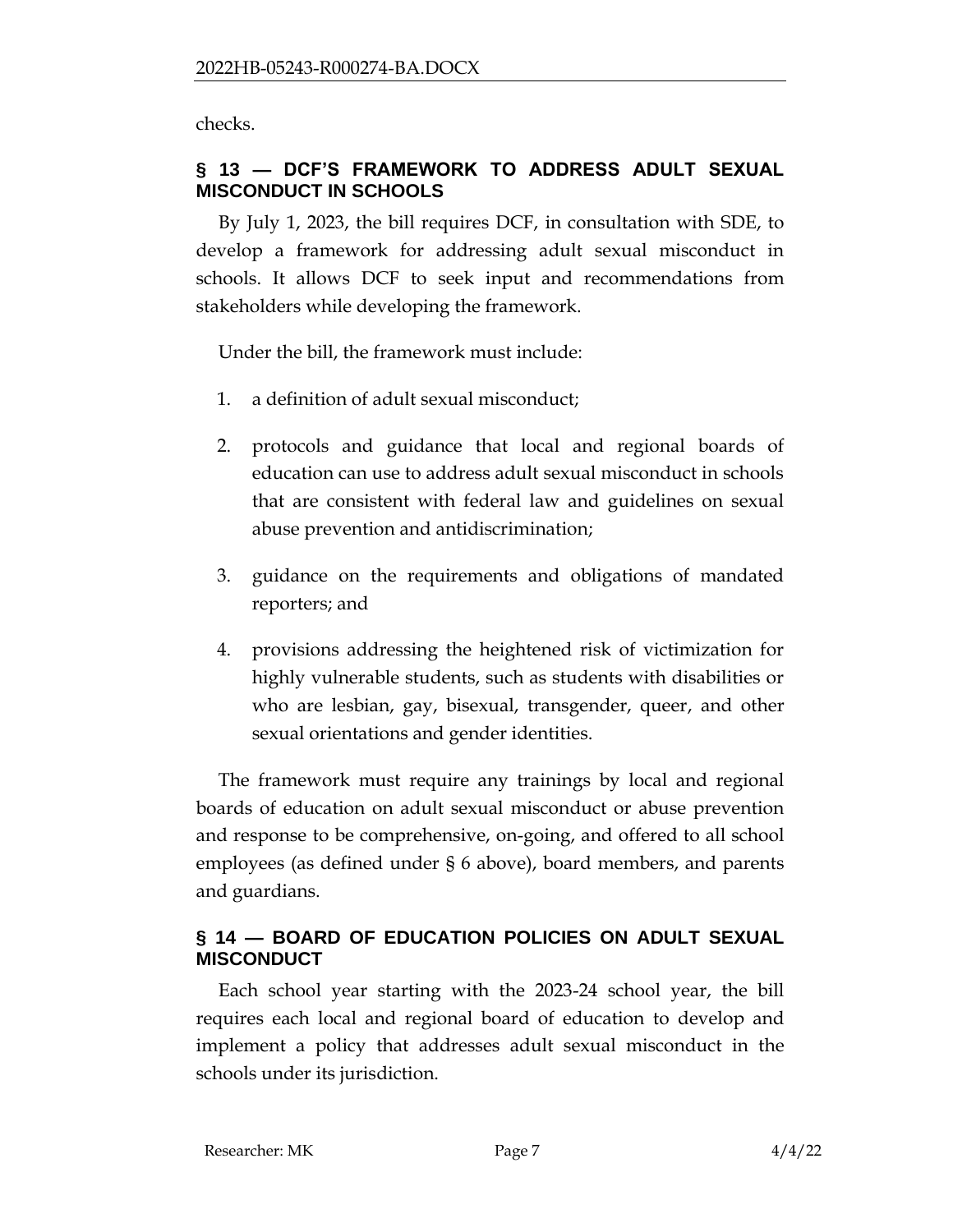checks.

## § 13 — DCF'S FRAMEWORK TO ADDRESS ADULT SEXUAL MISCONDUCT IN SCHOOLS

By July 1, 2023, the bill requires DCF, in consultation with SDE, to develop a framework for addressing adult sexual misconduct in schools. It allows DCF to seek input and recommendations from stakeholders while developing the framework.

Under the bill, the framework must include:

1. a definition of adult sexual misconduct;
2. protocols and guidance that local and regional boards of education can use to address adult sexual misconduct in schools that are consistent with federal law and guidelines on sexual abuse prevention and antidiscrimination;
3. guidance on the requirements and obligations of mandated reporters; and
4. provisions addressing the heightened risk of victimization for highly vulnerable students, such as students with disabilities or who are lesbian, gay, bisexual, transgender, queer, and other sexual orientations and gender identities.

The framework must require any trainings by local and regional boards of education on adult sexual misconduct or abuse prevention and response to be comprehensive, on-going, and offered to all school employees (as defined under § 6 above), board members, and parents and guardians.

## § 14 — BOARD OF EDUCATION POLICIES ON ADULT SEXUAL MISCONDUCT

Each school year starting with the 2023-24 school year, the bill requires each local and regional board of education to develop and implement a policy that addresses adult sexual misconduct in the schools under its jurisdiction.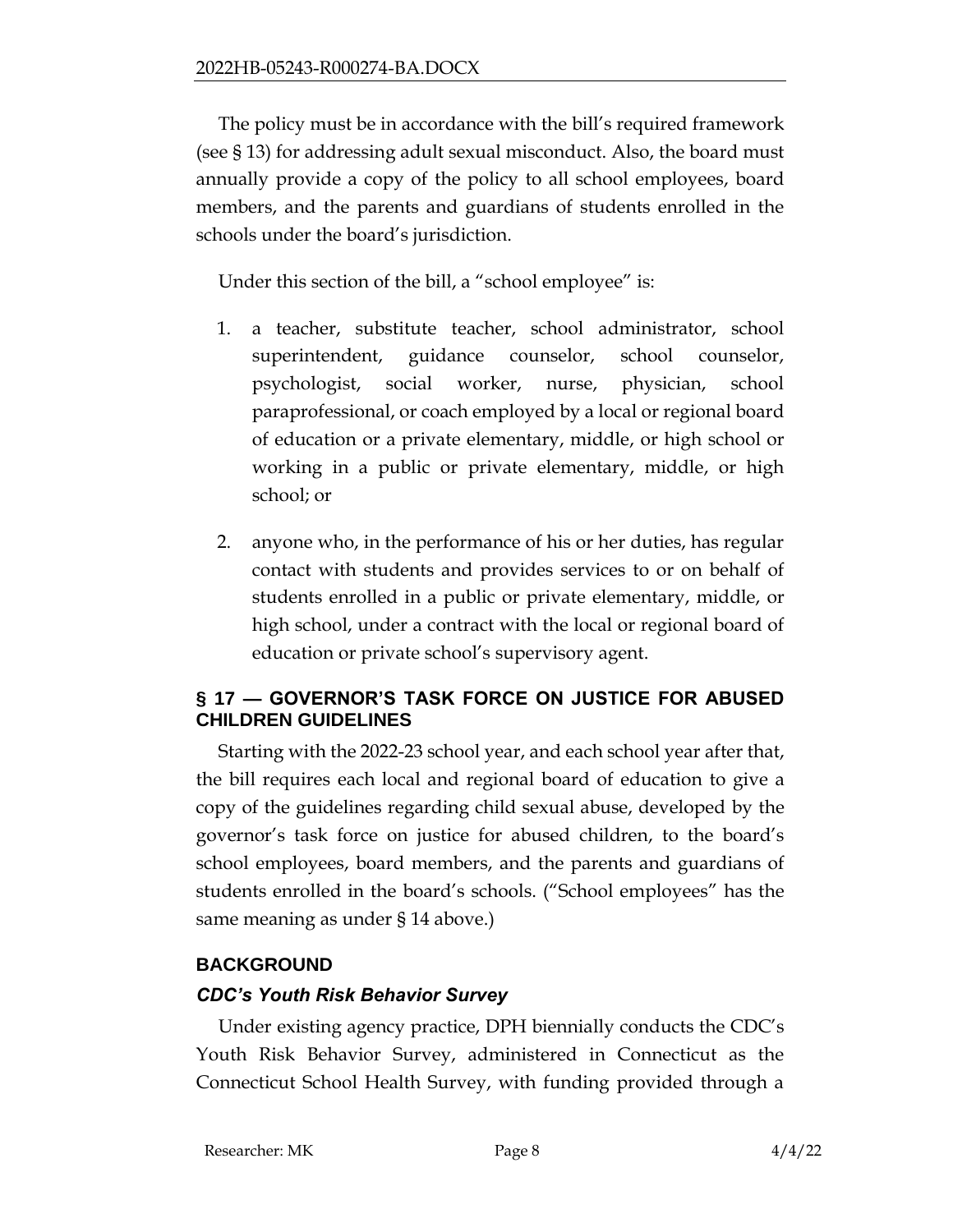The policy must be in accordance with the bill's required framework (see § 13) for addressing adult sexual misconduct. Also, the board must annually provide a copy of the policy to all school employees, board members, and the parents and guardians of students enrolled in the schools under the board's jurisdiction.

Under this section of the bill, a "school employee" is:

1. a teacher, substitute teacher, school administrator, school superintendent, guidance counselor, school counselor, psychologist, social worker, nurse, physician, school paraprofessional, or coach employed by a local or regional board of education or a private elementary, middle, or high school or working in a public or private elementary, middle, or high school; or
2. anyone who, in the performance of his or her duties, has regular contact with students and provides services to or on behalf of students enrolled in a public or private elementary, middle, or high school, under a contract with the local or regional board of education or private school's supervisory agent.

## § 17 — GOVERNOR'S TASK FORCE ON JUSTICE FOR ABUSED CHILDREN GUIDELINES

Starting with the 2022-23 school year, and each school year after that, the bill requires each local and regional board of education to give a copy of the guidelines regarding child sexual abuse, developed by the governor's task force on justice for abused children, to the board's school employees, board members, and the parents and guardians of students enrolled in the board's schools. ("School employees" has the same meaning as under § 14 above.)

## BACKGROUND

### *CDC's Youth Risk Behavior Survey*

Under existing agency practice, DPH biennially conducts the CDC's Youth Risk Behavior Survey, administered in Connecticut as the Connecticut School Health Survey, with funding provided through a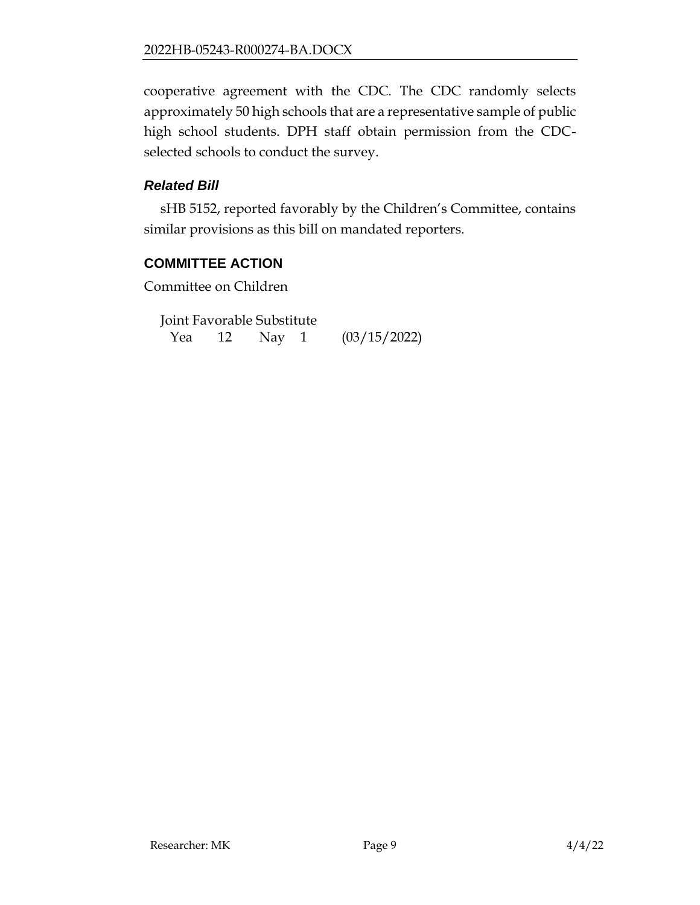cooperative agreement with the CDC. The CDC randomly selects approximately 50 high schools that are a representative sample of public high school students. DPH staff obtain permission from the CDC-selected schools to conduct the survey.

### *Related Bill*

sHB 5152, reported favorably by the Children's Committee, contains similar provisions as this bill on mandated reporters.

## COMMITTEE ACTION

Committee on Children

Joint Favorable Substitute
Yea 12 Nay 1 (03/15/2022)